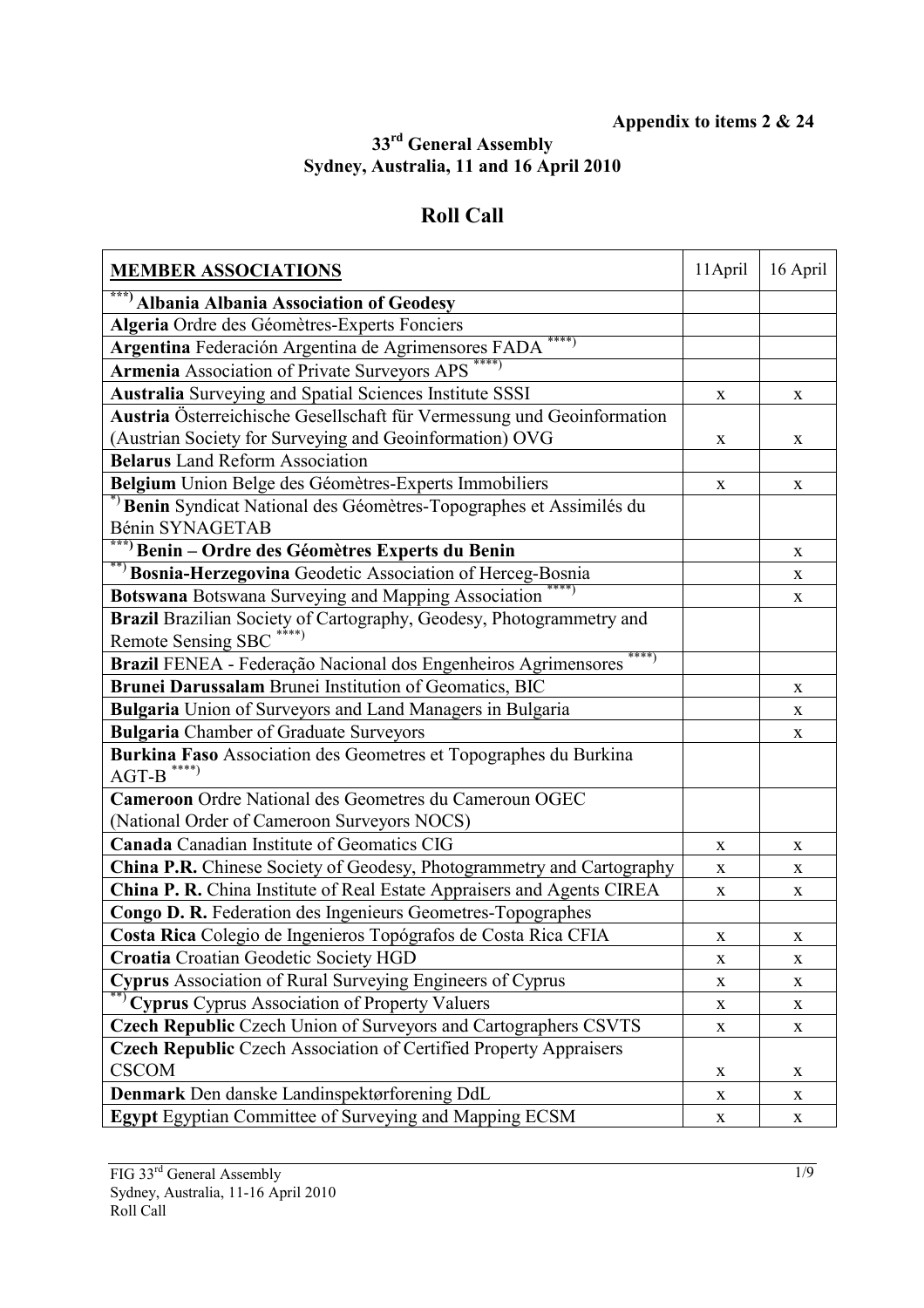**Appendix to items 2 & 24**

**33rd General Assembly**
**Sydney, Australia, 11 and 16 April 2010**

# Roll Call

| **MEMBER ASSOCIATIONS** | 11April | 16 April |
|---|---|---|
| ***) **Albania Albania Association of Geodesy** | | |
| **Algeria** Ordre des Géomètres-Experts Fonciers | | |
| **Argentina** Federación Argentina de Agrimensores FADA ****) | | |
| **Armenia** Association of Private Surveyors APS ****) | | |
| **Australia** Surveying and Spatial Sciences Institute SSSI | x | x |
| **Austria** Österreichische Gesellschaft für Vermessung und Geoinformation (Austrian Society for Surveying and Geoinformation) OVG | x | x |
| **Belarus** Land Reform Association | | |
| **Belgium** Union Belge des Géomètres-Experts Immobiliers | x | x |
| *) **Benin** Syndicat National des Géomètres-Topographes et Assimilés du Bénin SYNAGETAB | | |
| ***) **Benin – Ordre des Géomètres Experts du Benin** | | x |
| **) **Bosnia-Herzegovina** Geodetic Association of Herceg-Bosnia | | x |
| **Botswana** Botswana Surveying and Mapping Association ****) | | x |
| **Brazil** Brazilian Society of Cartography, Geodesy, Photogrammetry and Remote Sensing SBC ****) | | |
| **Brazil** FENEA - Federação Nacional dos Engenheiros Agrimensores ****) | | |
| **Brunei Darussalam** Brunei Institution of Geomatics, BIC | | x |
| **Bulgaria** Union of Surveyors and Land Managers in Bulgaria | | x |
| **Bulgaria** Chamber of Graduate Surveyors | | x |
| **Burkina Faso** Association des Geometres et Topographes du Burkina AGT-B ****) | | |
| **Cameroon** Ordre National des Geometres du Cameroun OGEC (National Order of Cameroon Surveyors NOCS) | | |
| **Canada** Canadian Institute of Geomatics CIG | x | x |
| **China P.R.** Chinese Society of Geodesy, Photogrammetry and Cartography | x | x |
| **China P. R.** China Institute of Real Estate Appraisers and Agents CIREA | x | x |
| **Congo D. R.** Federation des Ingenieurs Geometres-Topographes | | |
| **Costa Rica** Colegio de Ingenieros Topógrafos de Costa Rica CFIA | x | x |
| **Croatia** Croatian Geodetic Society HGD | x | x |
| **Cyprus** Association of Rural Surveying Engineers of Cyprus | x | x |
| **) **Cyprus** Cyprus Association of Property Valuers | x | x |
| **Czech Republic** Czech Union of Surveyors and Cartographers CSVTS | x | x |
| **Czech Republic** Czech Association of Certified Property Appraisers CSCOM | x | x |
| **Denmark** Den danske Landinspektørforening DdL | x | x |
| **Egypt** Egyptian Committee of Surveying and Mapping ECSM | x | x |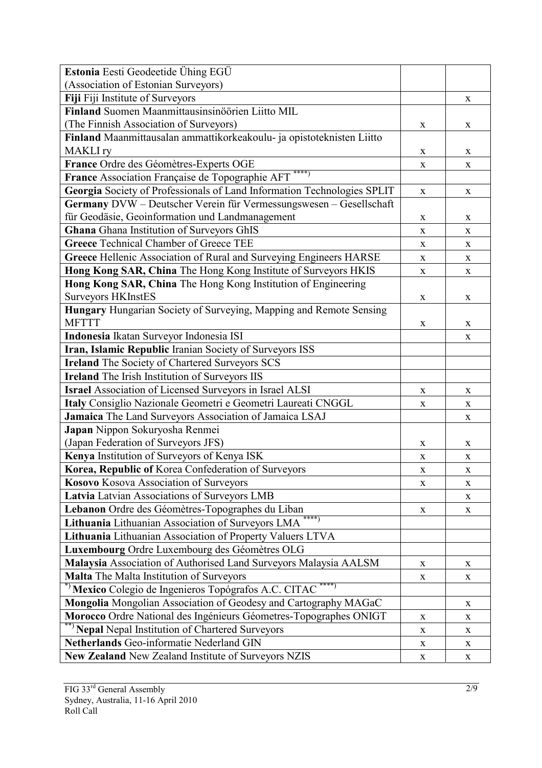| | | |
|---|---|---|
| **Estonia** Eesti Geodeetide Ühing EGÜ (Association of Estonian Surveyors) | | |
| **Fiji** Fiji Institute of Surveyors | | x |
| **Finland** Suomen Maanmittausinsinöörien Liitto MIL (The Finnish Association of Surveyors) | x | x |
| **Finland** Maanmittausalan ammattikorkeakoulu- ja opistoteknisten Liitto MAKLI ry | x | x |
| **France** Ordre des Géomètres-Experts OGE | x | x |
| **France** Association Française de Topographie AFT [****)] | | |
| **Georgia** Society of Professionals of Land Information Technologies SPLIT | x | x |
| **Germany** DVW – Deutscher Verein für Vermessungswesen – Gesellschaft für Geodäsie, Geoinformation und Landmanagement | x | x |
| **Ghana** Ghana Institution of Surveyors GhIS | x | x |
| **Greece** Technical Chamber of Greece TEE | x | x |
| **Greece** Hellenic Association of Rural and Surveying Engineers HARSE | x | x |
| **Hong Kong SAR, China** The Hong Kong Institute of Surveyors HKIS | x | x |
| **Hong Kong SAR, China** The Hong Kong Institution of Engineering Surveyors HKInstES | x | x |
| **Hungary** Hungarian Society of Surveying, Mapping and Remote Sensing MFTTT | x | x |
| **Indonesia** Ikatan Surveyor Indonesia ISI | | x |
| **Iran, Islamic Republic** Iranian Society of Surveyors ISS | | |
| **Ireland** The Society of Chartered Surveyors SCS | | |
| **Ireland** The Irish Institution of Surveyors IIS | | |
| **Israel** Association of Licensed Surveyors in Israel ALSI | x | x |
| **Italy** Consiglio Nazionale Geometri e Geometri Laureati CNGGL | x | x |
| **Jamaica** The Land Surveyors Association of Jamaica LSAJ | | x |
| **Japan** Nippon Sokuryosha Renmei (Japan Federation of Surveyors JFS) | x | x |
| **Kenya** Institution of Surveyors of Kenya ISK | x | x |
| **Korea, Republic of** Korea Confederation of Surveyors | x | x |
| **Kosovo** Kosova Association of Surveyors | x | x |
| **Latvia** Latvian Associations of Surveyors LMB | | x |
| **Lebanon** Ordre des Géomètres-Topographes du Liban | x | x |
| **Lithuania** Lithuanian Association of Surveyors LMA [****)] | | |
| **Lithuania** Lithuanian Association of Property Valuers LTVA | | |
| **Luxembourg** Ordre Luxembourg des Géomètres OLG | | |
| **Malaysia** Association of Authorised Land Surveyors Malaysia AALSM | x | x |
| **Malta** The Malta Institution of Surveyors | x | x |
| [*)] **Mexico** Colegio de Ingenieros Topógrafos A.C. CITAC [****)] | | |
| **Mongolia** Mongolian Association of Geodesy and Cartography MAGaC | | x |
| **Morocco** Ordre National des Ingénieurs Géometres-Topographes ONIGT | x | x |
| [**)] **Nepal** Nepal Institution of Chartered Surveyors | x | x |
| **Netherlands** Geo-informatie Nederland GIN | x | x |
| **New Zealand** New Zealand Institute of Surveyors NZIS | x | x |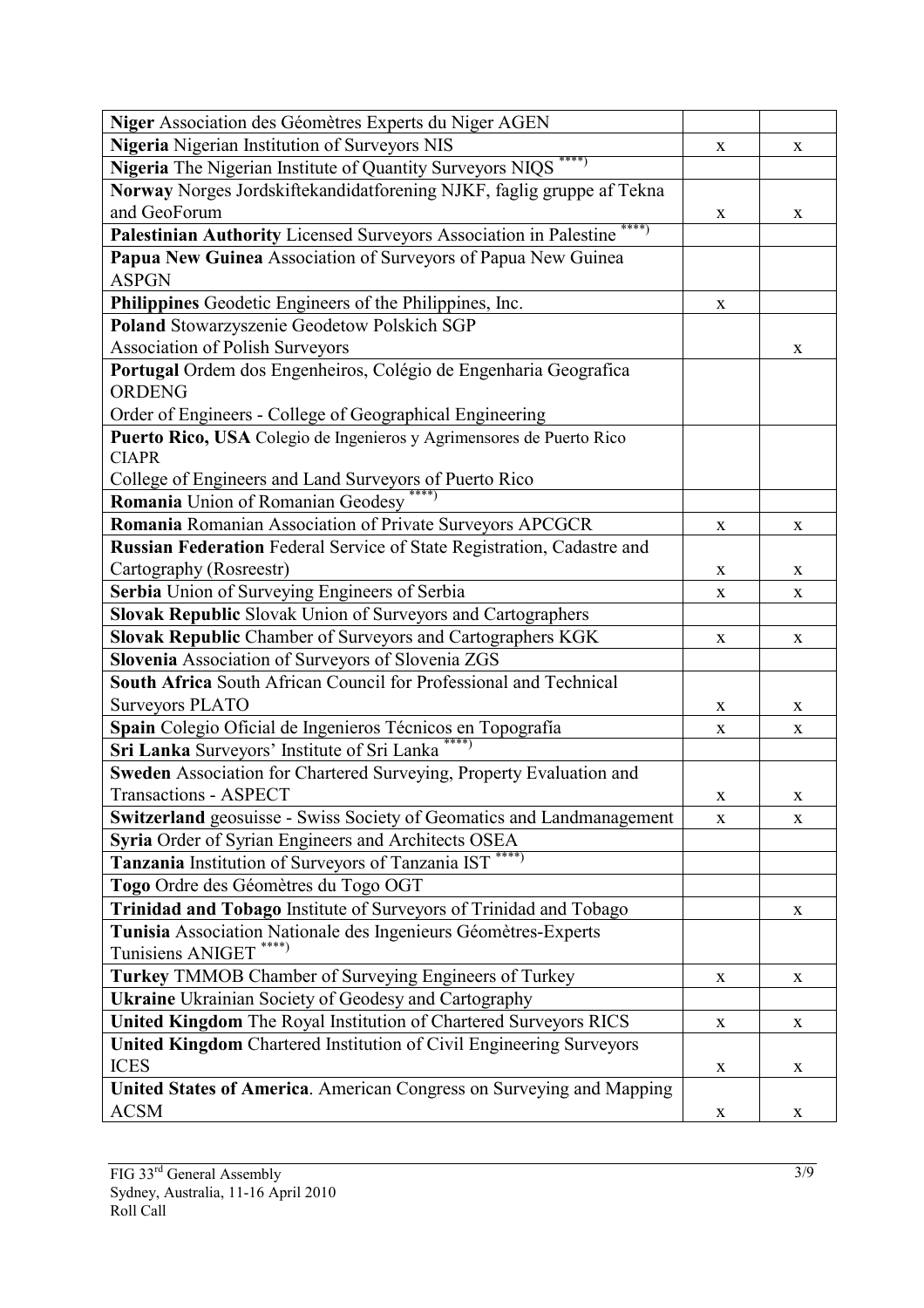| | | |
|---|---|---|
| **Niger** Association des Géomètres Experts du Niger AGEN | | |
| **Nigeria** Nigerian Institution of Surveyors NIS | x | x |
| **Nigeria** The Nigerian Institute of Quantity Surveyors NIQS ****) | | |
| **Norway** Norges Jordskiftekandidatforening NJKF, faglig gruppe af Tekna and GeoForum | x | x |
| **Palestinian Authority** Licensed Surveyors Association in Palestine ****) | | |
| **Papua New Guinea** Association of Surveyors of Papua New Guinea ASPGN | | |
| **Philippines** Geodetic Engineers of the Philippines, Inc. | x | |
| **Poland** Stowarzyszenie Geodetow Polskich SGP Association of Polish Surveyors | | x |
| **Portugal** Ordem dos Engenheiros, Colégio de Engenharia Geografica ORDENG Order of Engineers - College of Geographical Engineering | | |
| **Puerto Rico, USA** Colegio de Ingenieros y Agrimensores de Puerto Rico CIAPR College of Engineers and Land Surveyors of Puerto Rico | | |
| **Romania** Union of Romanian Geodesy ****) | | |
| **Romania** Romanian Association of Private Surveyors APCGCR | x | x |
| **Russian Federation** Federal Service of State Registration, Cadastre and Cartography (Rosreestr) | x | x |
| **Serbia** Union of Surveying Engineers of Serbia | x | x |
| **Slovak Republic** Slovak Union of Surveyors and Cartographers | | |
| **Slovak Republic** Chamber of Surveyors and Cartographers KGK | x | x |
| **Slovenia** Association of Surveyors of Slovenia ZGS | | |
| **South Africa** South African Council for Professional and Technical Surveyors PLATO | x | x |
| **Spain** Colegio Oficial de Ingenieros Técnicos en Topografía | x | x |
| **Sri Lanka** Surveyors' Institute of Sri Lanka ****) | | |
| **Sweden** Association for Chartered Surveying, Property Evaluation and Transactions - ASPECT | x | x |
| **Switzerland** geosuisse - Swiss Society of Geomatics and Landmanagement | x | x |
| **Syria** Order of Syrian Engineers and Architects OSEA | | |
| **Tanzania** Institution of Surveyors of Tanzania IST ****) | | |
| **Togo** Ordre des Géomètres du Togo OGT | | |
| **Trinidad and Tobago** Institute of Surveyors of Trinidad and Tobago | | x |
| **Tunisia** Association Nationale des Ingenieurs Géomètres-Experts Tunisiens ANIGET ****) | | |
| **Turkey** TMMOB Chamber of Surveying Engineers of Turkey | x | x |
| **Ukraine** Ukrainian Society of Geodesy and Cartography | | |
| **United Kingdom** The Royal Institution of Chartered Surveyors RICS | x | x |
| **United Kingdom** Chartered Institution of Civil Engineering Surveyors ICES | x | x |
| **United States of America**. American Congress on Surveying and Mapping ACSM | x | x |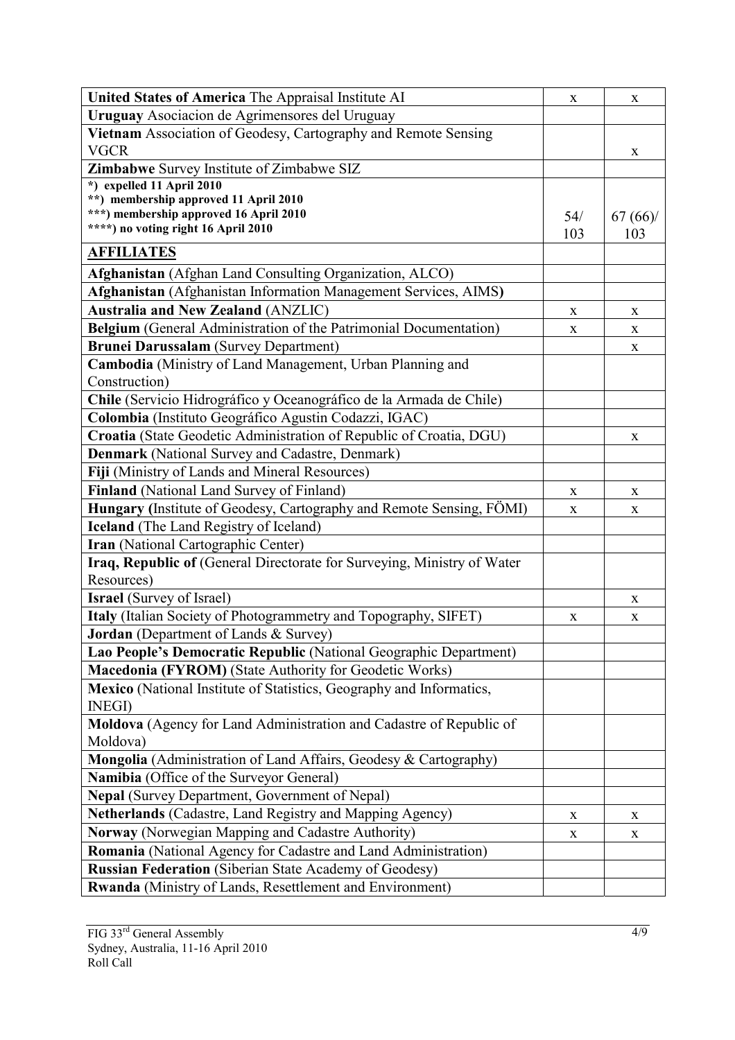| | | |
|---|---|---|
| **United States of America** The Appraisal Institute AI | x | x |
| **Uruguay** Asociacion de Agrimensores del Uruguay | | |
| **Vietnam** Association of Geodesy, Cartography and Remote Sensing VGCR | | x |
| **Zimbabwe** Survey Institute of Zimbabwe SIZ | | |
| **\*) expelled 11 April 2010**<br>**\*\*) membership approved 11 April 2010**<br>**\*\*\*) membership approved 16 April 2010**<br>**\*\*\*\*) no voting right 16 April 2010** | 54/ 103 | 67 (66)/ 103 |
| **AFFILIATES** | | |
| **Afghanistan** (Afghan Land Consulting Organization, ALCO) | | |
| **Afghanistan** (Afghanistan Information Management Services, AIMS**)** | | |
| **Australia and New Zealand** (ANZLIC) | x | x |
| **Belgium** (General Administration of the Patrimonial Documentation) | x | x |
| **Brunei Darussalam** (Survey Department) | | x |
| **Cambodia** (Ministry of Land Management, Urban Planning and Construction) | | |
| **Chile** (Servicio Hidrográfico y Oceanográfico de la Armada de Chile) | | |
| **Colombia** (Instituto Geográfico Agustin Codazzi, IGAC) | | |
| **Croatia** (State Geodetic Administration of Republic of Croatia, DGU) | | x |
| **Denmark** (National Survey and Cadastre, Denmark) | | |
| **Fiji** (Ministry of Lands and Mineral Resources) | | |
| **Finland** (National Land Survey of Finland) | x | x |
| **Hungary (**Institute of Geodesy, Cartography and Remote Sensing, FÖMI) | x | x |
| **Iceland** (The Land Registry of Iceland) | | |
| **Iran** (National Cartographic Center) | | |
| **Iraq, Republic of** (General Directorate for Surveying, Ministry of Water Resources) | | |
| **Israel** (Survey of Israel) | | x |
| **Italy** (Italian Society of Photogrammetry and Topography, SIFET) | x | x |
| **Jordan** (Department of Lands & Survey) | | |
| **Lao People's Democratic Republic** (National Geographic Department) | | |
| **Macedonia (FYROM)** (State Authority for Geodetic Works) | | |
| **Mexico** (National Institute of Statistics, Geography and Informatics, INEGI) | | |
| **Moldova** (Agency for Land Administration and Cadastre of Republic of Moldova) | | |
| **Mongolia** (Administration of Land Affairs, Geodesy & Cartography) | | |
| **Namibia** (Office of the Surveyor General) | | |
| **Nepal** (Survey Department, Government of Nepal) | | |
| **Netherlands** (Cadastre, Land Registry and Mapping Agency) | x | x |
| **Norway** (Norwegian Mapping and Cadastre Authority) | x | x |
| **Romania** (National Agency for Cadastre and Land Administration) | | |
| **Russian Federation** (Siberian State Academy of Geodesy) | | |
| **Rwanda** (Ministry of Lands, Resettlement and Environment) | | |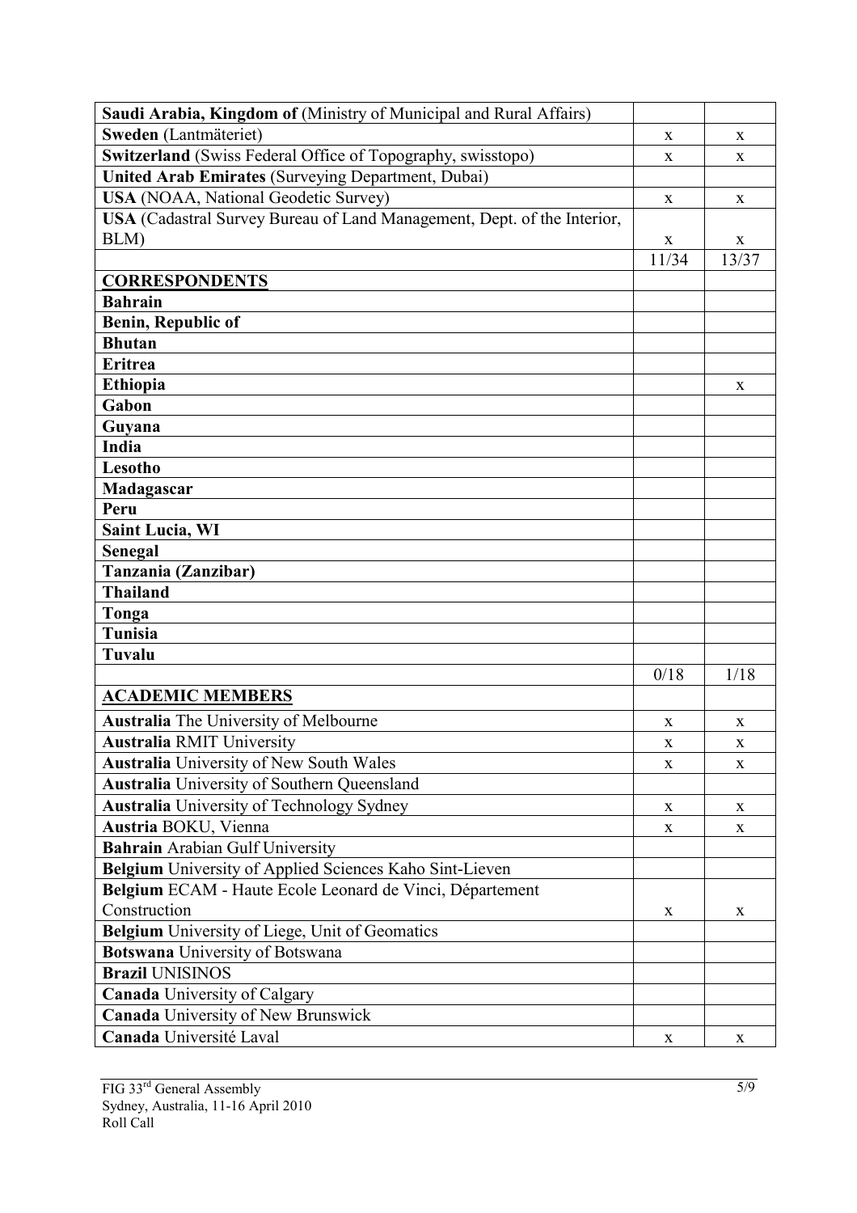| | | |
|---|---|---|
| **Saudi Arabia, Kingdom of** (Ministry of Municipal and Rural Affairs) | | |
| **Sweden** (Lantmäteriet) | x | x |
| **Switzerland** (Swiss Federal Office of Topography, swisstopo) | x | x |
| **United Arab Emirates** (Surveying Department, Dubai) | | |
| **USA** (NOAA, National Geodetic Survey) | x | x |
| **USA** (Cadastral Survey Bureau of Land Management, Dept. of the Interior, BLM) | x | x |
| | 11/34 | 13/37 |
| **CORRESPONDENTS** | | |
| **Bahrain** | | |
| **Benin, Republic of** | | |
| **Bhutan** | | |
| **Eritrea** | | |
| **Ethiopia** | | x |
| **Gabon** | | |
| **Guyana** | | |
| **India** | | |
| **Lesotho** | | |
| **Madagascar** | | |
| **Peru** | | |
| **Saint Lucia, WI** | | |
| **Senegal** | | |
| **Tanzania (Zanzibar)** | | |
| **Thailand** | | |
| **Tonga** | | |
| **Tunisia** | | |
| **Tuvalu** | | |
| | 0/18 | 1/18 |
| **ACADEMIC MEMBERS** | | |
| **Australia** The University of Melbourne | x | x |
| **Australia** RMIT University | x | x |
| **Australia** University of New South Wales | x | x |
| **Australia** University of Southern Queensland | | |
| **Australia** University of Technology Sydney | x | x |
| **Austria** BOKU, Vienna | x | x |
| **Bahrain** Arabian Gulf University | | |
| **Belgium** University of Applied Sciences Kaho Sint-Lieven | | |
| **Belgium** ECAM - Haute Ecole Leonard de Vinci, Département Construction | x | x |
| **Belgium** University of Liege, Unit of Geomatics | | |
| **Botswana** University of Botswana | | |
| **Brazil** UNISINOS | | |
| **Canada** University of Calgary | | |
| **Canada** University of New Brunswick | | |
| **Canada** Université Laval | x | x |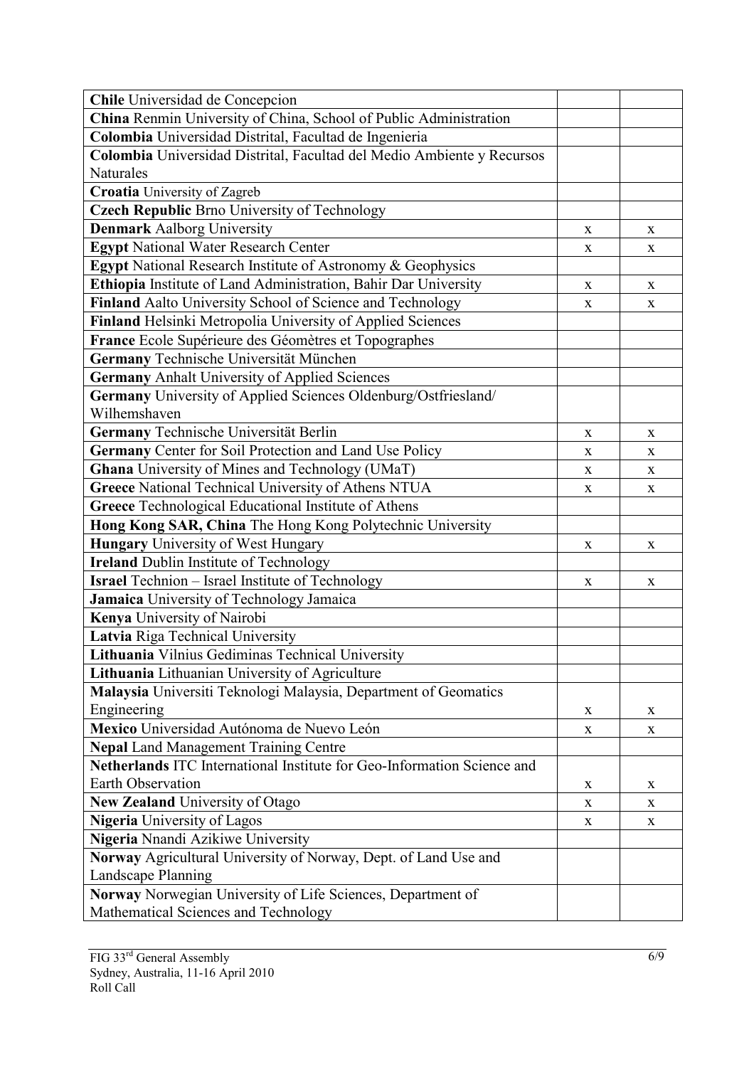| | | |
|---|---|---|
| **Chile** Universidad de Concepcion | | |
| **China** Renmin University of China, School of Public Administration | | |
| **Colombia** Universidad Distrital, Facultad de Ingenieria | | |
| **Colombia** Universidad Distrital, Facultad del Medio Ambiente y Recursos Naturales | | |
| **Croatia** University of Zagreb | | |
| **Czech Republic** Brno University of Technology | | |
| **Denmark** Aalborg University | x | x |
| **Egypt** National Water Research Center | x | x |
| **Egypt** National Research Institute of Astronomy & Geophysics | | |
| **Ethiopia** Institute of Land Administration, Bahir Dar University | x | x |
| **Finland** Aalto University School of Science and Technology | x | x |
| **Finland** Helsinki Metropolia University of Applied Sciences | | |
| **France** Ecole Supérieure des Géomètres et Topographes | | |
| **Germany** Technische Universität München | | |
| **Germany** Anhalt University of Applied Sciences | | |
| **Germany** University of Applied Sciences Oldenburg/Ostfriesland/ Wilhemshaven | | |
| **Germany** Technische Universität Berlin | x | x |
| **Germany** Center for Soil Protection and Land Use Policy | x | x |
| **Ghana** University of Mines and Technology (UMaT) | x | x |
| **Greece** National Technical University of Athens NTUA | x | x |
| **Greece** Technological Educational Institute of Athens | | |
| **Hong Kong SAR, China** The Hong Kong Polytechnic University | | |
| **Hungary** University of West Hungary | x | x |
| **Ireland** Dublin Institute of Technology | | |
| **Israel** Technion – Israel Institute of Technology | x | x |
| **Jamaica** University of Technology Jamaica | | |
| **Kenya** University of Nairobi | | |
| **Latvia** Riga Technical University | | |
| **Lithuania** Vilnius Gediminas Technical University | | |
| **Lithuania** Lithuanian University of Agriculture | | |
| **Malaysia** Universiti Teknologi Malaysia, Department of Geomatics Engineering | x | x |
| **Mexico** Universidad Autónoma de Nuevo León | x | x |
| **Nepal** Land Management Training Centre | | |
| **Netherlands** ITC International Institute for Geo-Information Science and Earth Observation | x | x |
| **New Zealand** University of Otago | x | x |
| **Nigeria** University of Lagos | x | x |
| **Nigeria** Nnandi Azikiwe University | | |
| **Norway** Agricultural University of Norway, Dept. of Land Use and Landscape Planning | | |
| **Norway** Norwegian University of Life Sciences, Department of Mathematical Sciences and Technology | | |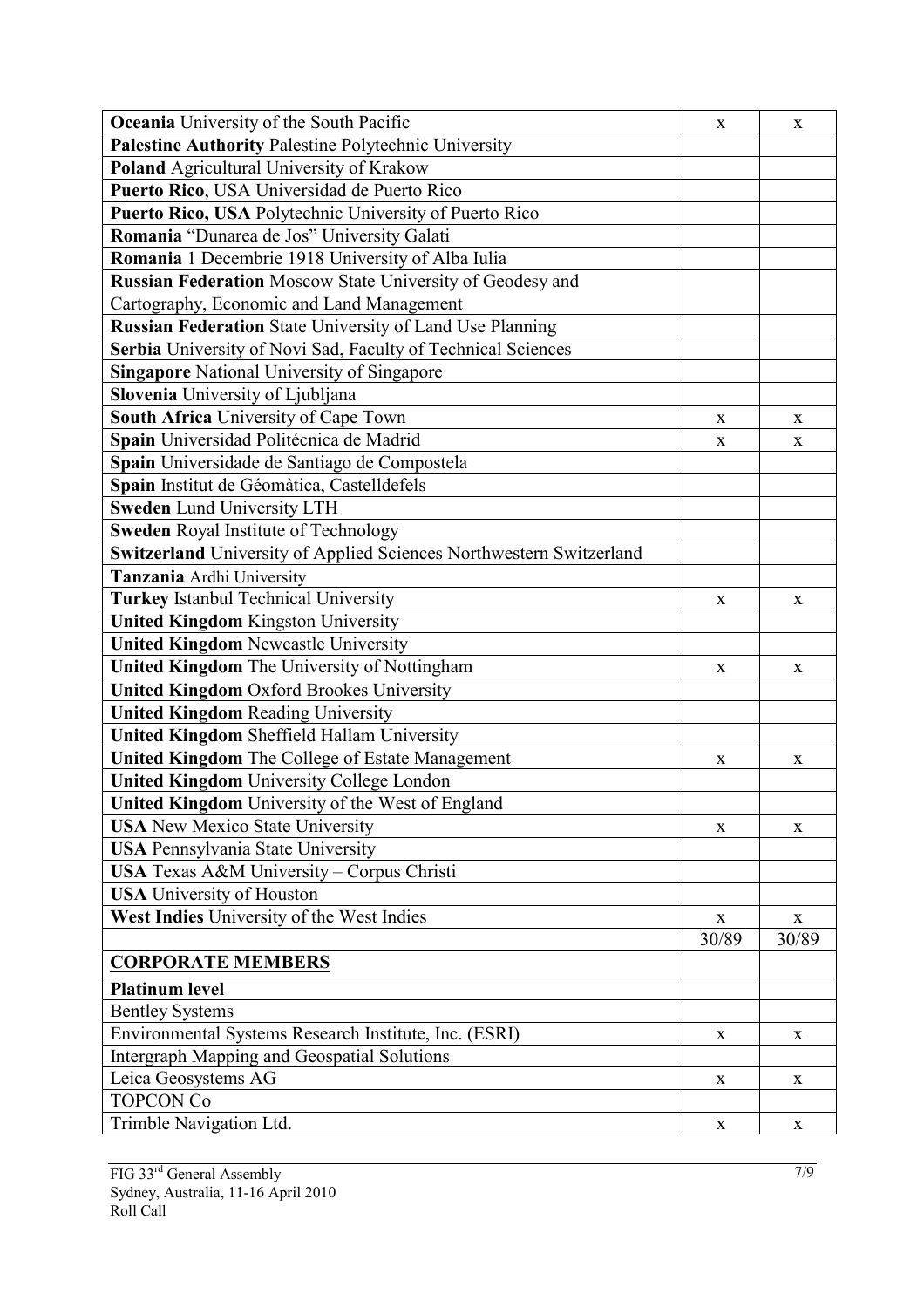| | | |
|---|---|---|
| **Oceania** University of the South Pacific | x | x |
| **Palestine Authority** Palestine Polytechnic University | | |
| **Poland** Agricultural University of Krakow | | |
| **Puerto Rico**, USA Universidad de Puerto Rico | | |
| **Puerto Rico, USA** Polytechnic University of Puerto Rico | | |
| **Romania** "Dunarea de Jos" University Galati | | |
| **Romania** 1 Decembrie 1918 University of Alba Iulia | | |
| **Russian Federation** Moscow State University of Geodesy and Cartography, Economic and Land Management | | |
| **Russian Federation** State University of Land Use Planning | | |
| **Serbia** University of Novi Sad, Faculty of Technical Sciences | | |
| **Singapore** National University of Singapore | | |
| **Slovenia** University of Ljubljana | | |
| **South Africa** University of Cape Town | x | x |
| **Spain** Universidad Politécnica de Madrid | x | x |
| **Spain** Universidade de Santiago de Compostela | | |
| **Spain** Institut de Géomàtica, Castelldefels | | |
| **Sweden** Lund University LTH | | |
| **Sweden** Royal Institute of Technology | | |
| **Switzerland** University of Applied Sciences Northwestern Switzerland | | |
| **Tanzania** Ardhi University | | |
| **Turkey** Istanbul Technical University | x | x |
| **United Kingdom** Kingston University | | |
| **United Kingdom** Newcastle University | | |
| **United Kingdom** The University of Nottingham | x | x |
| **United Kingdom** Oxford Brookes University | | |
| **United Kingdom** Reading University | | |
| **United Kingdom** Sheffield Hallam University | | |
| **United Kingdom** The College of Estate Management | x | x |
| **United Kingdom** University College London | | |
| **United Kingdom** University of the West of England | | |
| **USA** New Mexico State University | x | x |
| **USA** Pennsylvania State University | | |
| **USA** Texas A&M University – Corpus Christi | | |
| **USA** University of Houston | | |
| **West Indies** University of the West Indies | x | x |
| | 30/89 | 30/89 |
| **CORPORATE MEMBERS** | | |
| **Platinum level** | | |
| Bentley Systems | | |
| Environmental Systems Research Institute, Inc. (ESRI) | x | x |
| Intergraph Mapping and Geospatial Solutions | | |
| Leica Geosystems AG | x | x |
| TOPCON Co | | |
| Trimble Navigation Ltd. | x | x |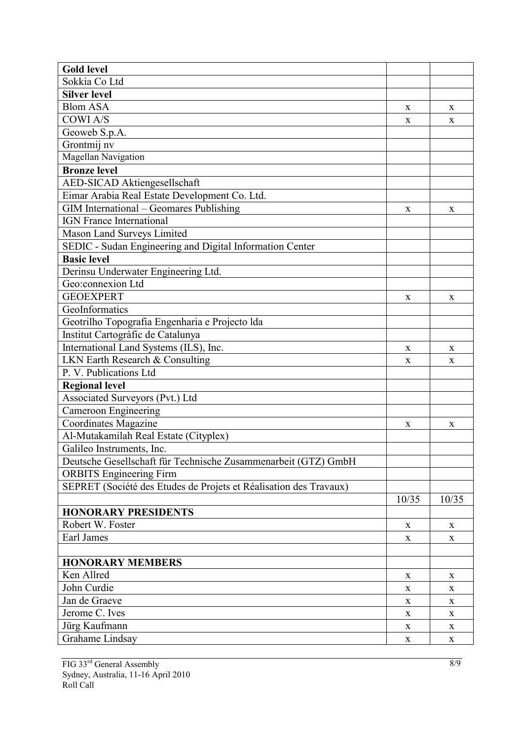| | | |
|---|---|---|
| **Gold level** | | |
| Sokkia Co Ltd | | |
| **Silver level** | | |
| Blom ASA | x | x |
| COWI A/S | x | x |
| Geoweb S.p.A. | | |
| Grontmij nv | | |
| Magellan Navigation | | |
| **Bronze level** | | |
| AED-SICAD Aktiengesellschaft | | |
| Eimar Arabia Real Estate Development Co. Ltd. | | |
| GIM International – Geomares Publishing | x | x |
| IGN France International | | |
| Mason Land Surveys Limited | | |
| SEDIC - Sudan Engineering and Digital Information Center | | |
| **Basic level** | | |
| Derinsu Underwater Engineering Ltd. | | |
| Geo:connexion Ltd | | |
| GEOEXPERT | x | x |
| GeoInformatics | | |
| Geotrilho Topografia Engenharia e Projecto lda | | |
| Institut Cartogràfic de Catalunya | | |
| International Land Systems (ILS), Inc. | x | x |
| LKN Earth Research & Consulting | x | x |
| P. V. Publications Ltd | | |
| **Regional level** | | |
| Associated Surveyors (Pvt.) Ltd | | |
| Cameroon Engineering | | |
| Coordinates Magazine | x | x |
| Al-Mutakamilah Real Estate (Cityplex) | | |
| Galileo Instruments, Inc. | | |
| Deutsche Gesellschaft für Technische Zusammenarbeit (GTZ) GmbH | | |
| ORBITS Engineering Firm | | |
| SEPRET (Société des Etudes de Projets et Réalisation des Travaux) | | |
| | 10/35 | 10/35 |
| **HONORARY PRESIDENTS** | | |
| Robert W. Foster | x | x |
| Earl James | x | x |
| | | |
| **HONORARY MEMBERS** | | |
| Ken Allred | x | x |
| John Curdie | x | x |
| Jan de Graeve | x | x |
| Jerome C. Ives | x | x |
| Jürg Kaufmann | x | x |
| Grahame Lindsay | x | x |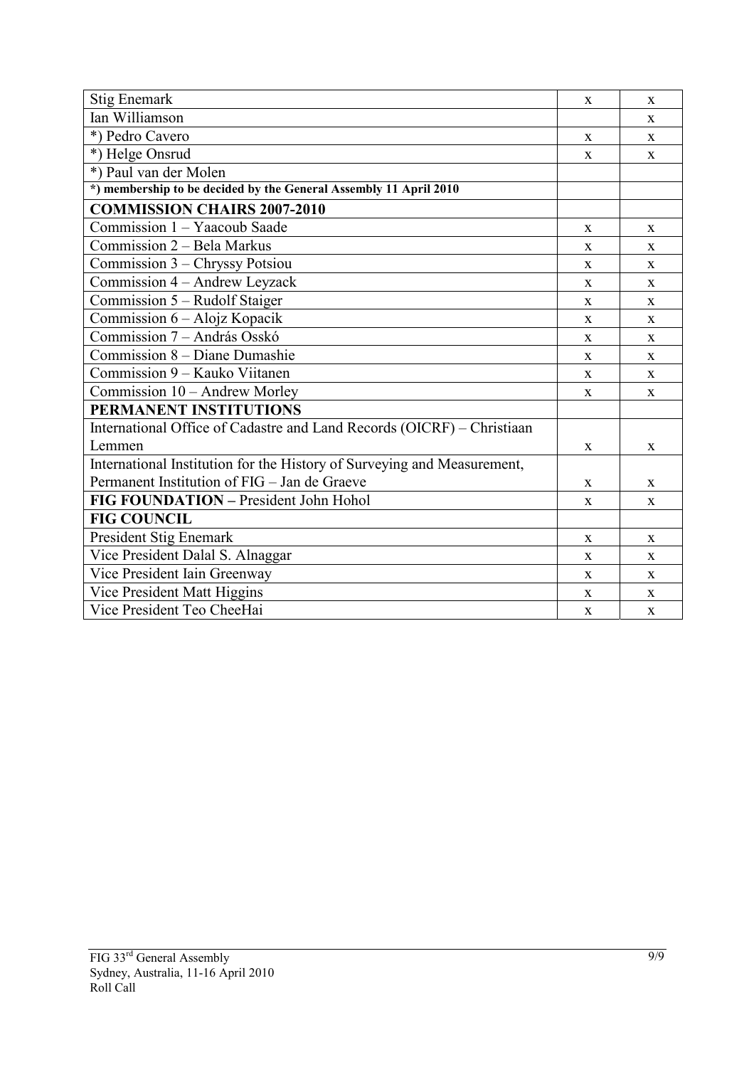| | | |
|---|---|---|
| Stig Enemark | x | x |
| Ian Williamson | | x |
| *) Pedro Cavero | x | x |
| *) Helge Onsrud | x | x |
| *) Paul van der Molen | | |
| ***) membership to be decided by the General Assembly 11 April 2010** | | |
| **COMMISSION CHAIRS 2007-2010** | | |
| Commission 1 – Yaacoub Saade | x | x |
| Commission 2 – Bela Markus | x | x |
| Commission 3 – Chryssy Potsiou | x | x |
| Commission 4 – Andrew Leyzack | x | x |
| Commission 5 – Rudolf Staiger | x | x |
| Commission 6 – Alojz Kopacik | x | x |
| Commission 7 – András Osskó | x | x |
| Commission 8 – Diane Dumashie | x | x |
| Commission 9 – Kauko Viitanen | x | x |
| Commission 10 – Andrew Morley | x | x |
| **PERMANENT INSTITUTIONS** | | |
| International Office of Cadastre and Land Records (OICRF) – Christiaan Lemmen | x | x |
| International Institution for the History of Surveying and Measurement, Permanent Institution of FIG – Jan de Graeve | x | x |
| **FIG FOUNDATION –** President John Hohol | x | x |
| **FIG COUNCIL** | | |
| President Stig Enemark | x | x |
| Vice President Dalal S. Alnaggar | x | x |
| Vice President Iain Greenway | x | x |
| Vice President Matt Higgins | x | x |
| Vice President Teo CheeHai | x | x |